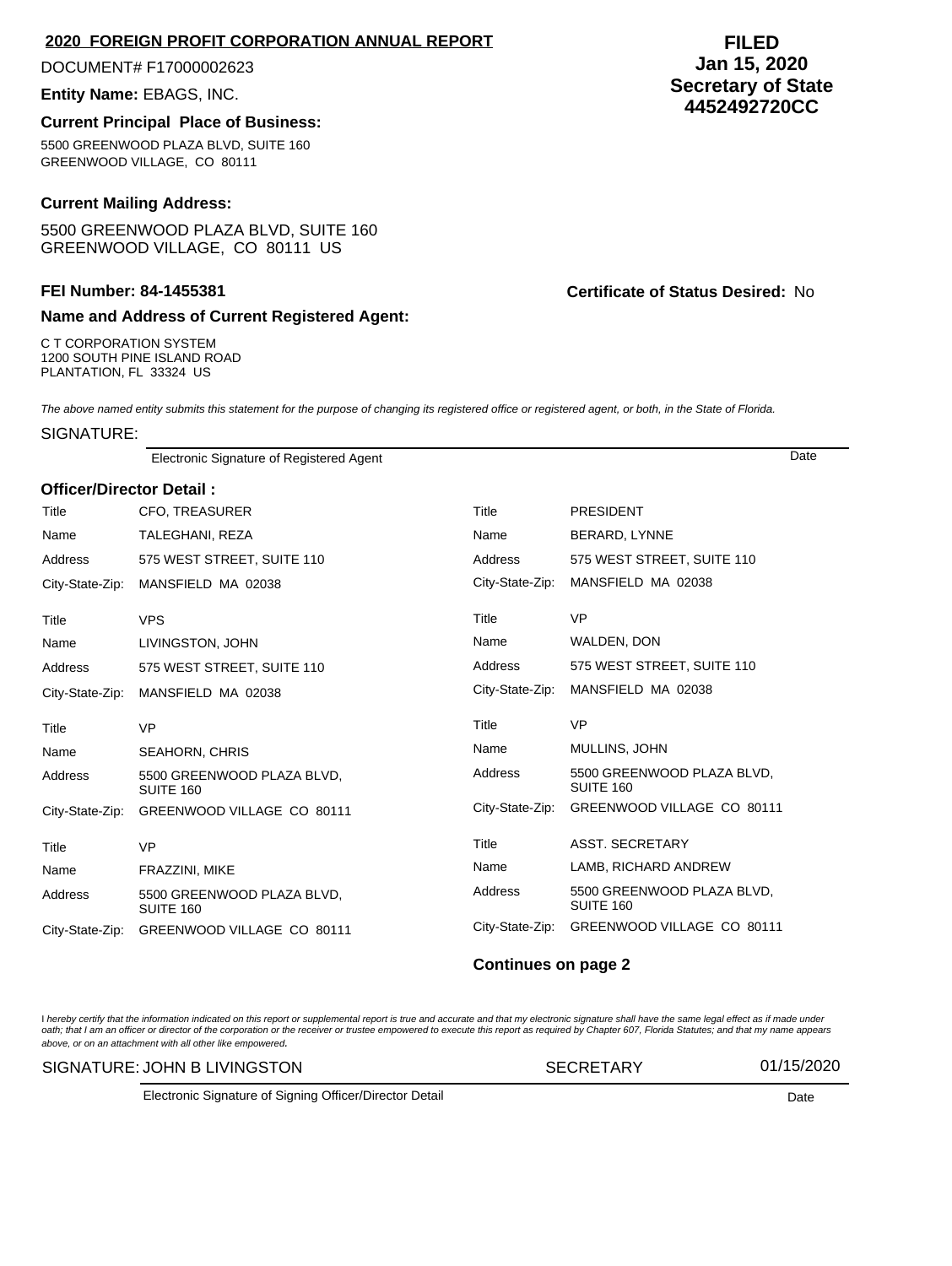## 2020 FOREIGN PROFIT CORPORATION ANNUAL REPORT

DOCUMENT# F17000002623

**Entity Name:** EBAGS, INC.

**FILED**
**Jan 15, 2020**
**Secretary of State**
**4452492720CC**

**Current Principal Place of Business:**

5500 GREENWOOD PLAZA BLVD, SUITE 160
GREENWOOD VILLAGE, CO 80111

**Current Mailing Address:**

5500 GREENWOOD PLAZA BLVD, SUITE 160
GREENWOOD VILLAGE, CO 80111 US

**FEI Number: 84-1455381**

**Certificate of Status Desired:** No

**Name and Address of Current Registered Agent:**

C T CORPORATION SYSTEM
1200 SOUTH PINE ISLAND ROAD
PLANTATION, FL 33324 US

*The above named entity submits this statement for the purpose of changing its registered office or registered agent, or both, in the State of Florida.*

SIGNATURE:

Electronic Signature of Registered Agent — Date

**Officer/Director Detail :**

| | | | |
|---|---|---|---|
| Title | CFO, TREASURER | Title | PRESIDENT |
| Name | TALEGHANI, REZA | Name | BERARD, LYNNE |
| Address | 575 WEST STREET, SUITE 110 | Address | 575 WEST STREET, SUITE 110 |
| City-State-Zip: | MANSFIELD MA 02038 | City-State-Zip: | MANSFIELD MA 02038 |
| Title | VPS | Title | VP |
| Name | LIVINGSTON, JOHN | Name | WALDEN, DON |
| Address | 575 WEST STREET, SUITE 110 | Address | 575 WEST STREET, SUITE 110 |
| City-State-Zip: | MANSFIELD MA 02038 | City-State-Zip: | MANSFIELD MA 02038 |
| Title | VP | Title | VP |
| Name | SEAHORN, CHRIS | Name | MULLINS, JOHN |
| Address | 5500 GREENWOOD PLAZA BLVD, SUITE 160 | Address | 5500 GREENWOOD PLAZA BLVD, SUITE 160 |
| City-State-Zip: | GREENWOOD VILLAGE CO 80111 | City-State-Zip: | GREENWOOD VILLAGE CO 80111 |
| Title | VP | Title | ASST. SECRETARY |
| Name | FRAZZINI, MIKE | Name | LAMB, RICHARD ANDREW |
| Address | 5500 GREENWOOD PLAZA BLVD, SUITE 160 | Address | 5500 GREENWOOD PLAZA BLVD, SUITE 160 |
| City-State-Zip: | GREENWOOD VILLAGE CO 80111 | City-State-Zip: | GREENWOOD VILLAGE CO 80111 |

**Continues on page 2**

*I hereby certify that the information indicated on this report or supplemental report is true and accurate and that my electronic signature shall have the same legal effect as if made under oath; that I am an officer or director of the corporation or the receiver or trustee empowered to execute this report as required by Chapter 607, Florida Statutes; and that my name appears above, or on an attachment with all other like empowered.*

SIGNATURE: JOHN B LIVINGSTON — SECRETARY — 01/15/2020

Electronic Signature of Signing Officer/Director Detail — Date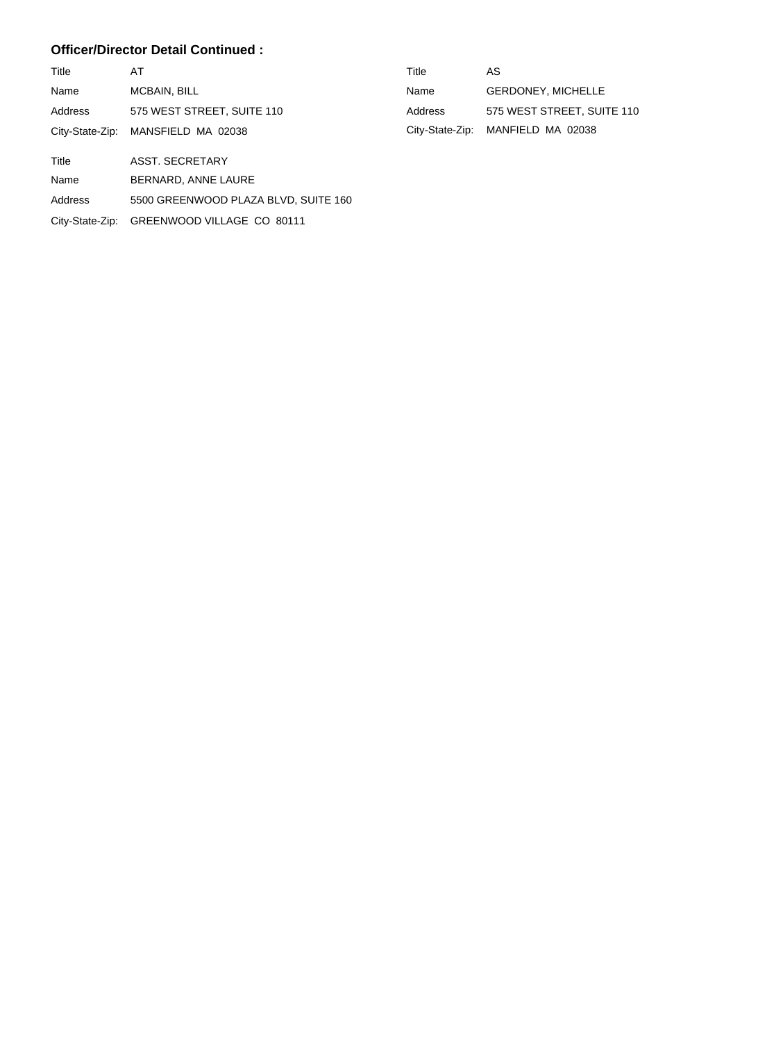**Officer/Director Detail Continued :**

| | | | |
|---|---|---|---|
| Title | AT | Title | AS |
| Name | MCBAIN, BILL | Name | GERDONEY, MICHELLE |
| Address | 575 WEST STREET, SUITE 110 | Address | 575 WEST STREET, SUITE 110 |
| City-State-Zip: | MANSFIELD MA 02038 | City-State-Zip: | MANFIELD MA 02038 |
| Title | ASST. SECRETARY | | |
| Name | BERNARD, ANNE LAURE | | |
| Address | 5500 GREENWOOD PLAZA BLVD, SUITE 160 | | |
| City-State-Zip: | GREENWOOD VILLAGE CO 80111 | | |